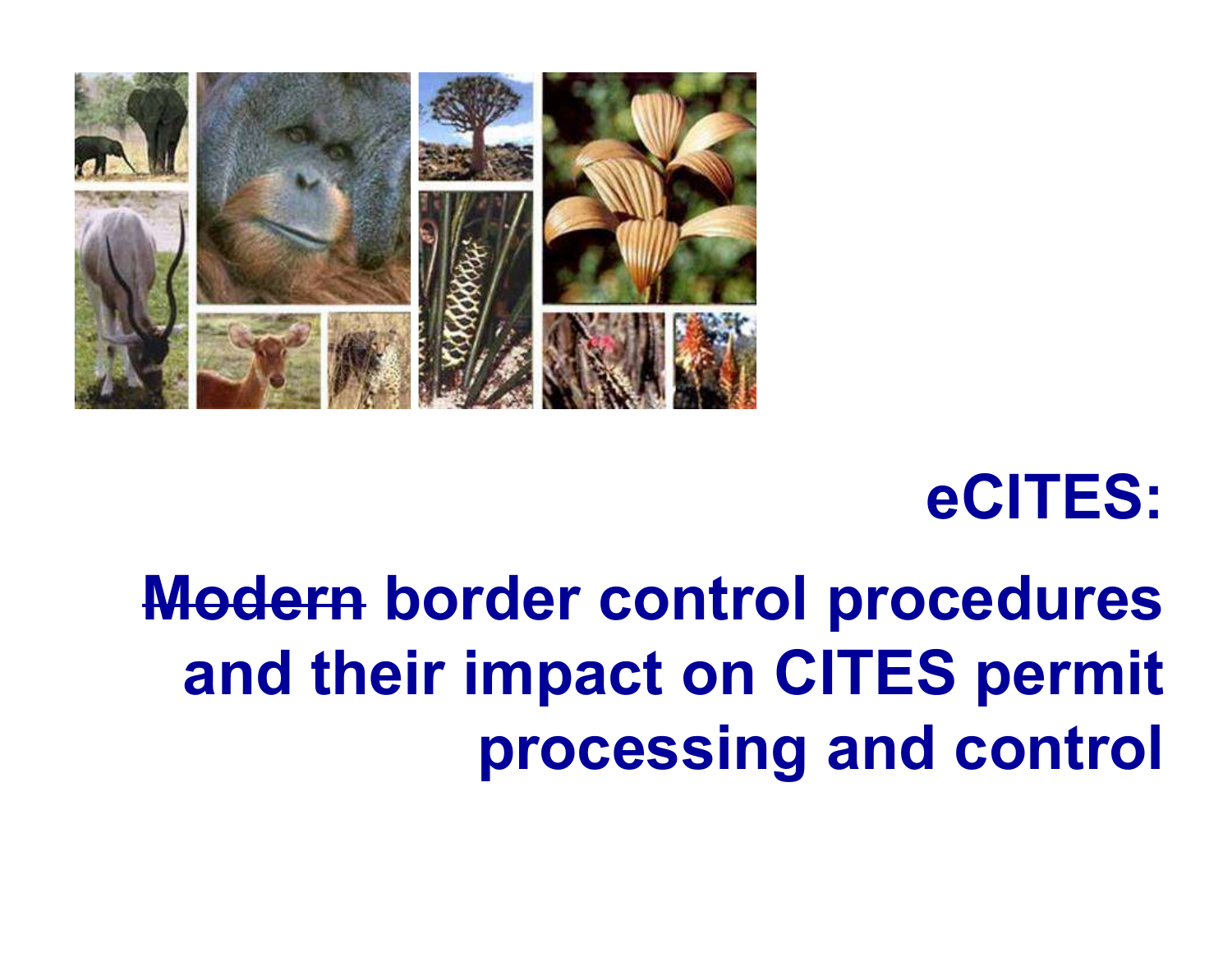# eCITES:

## ~~Modern~~ border control procedures and their impact on CITES permit processing and control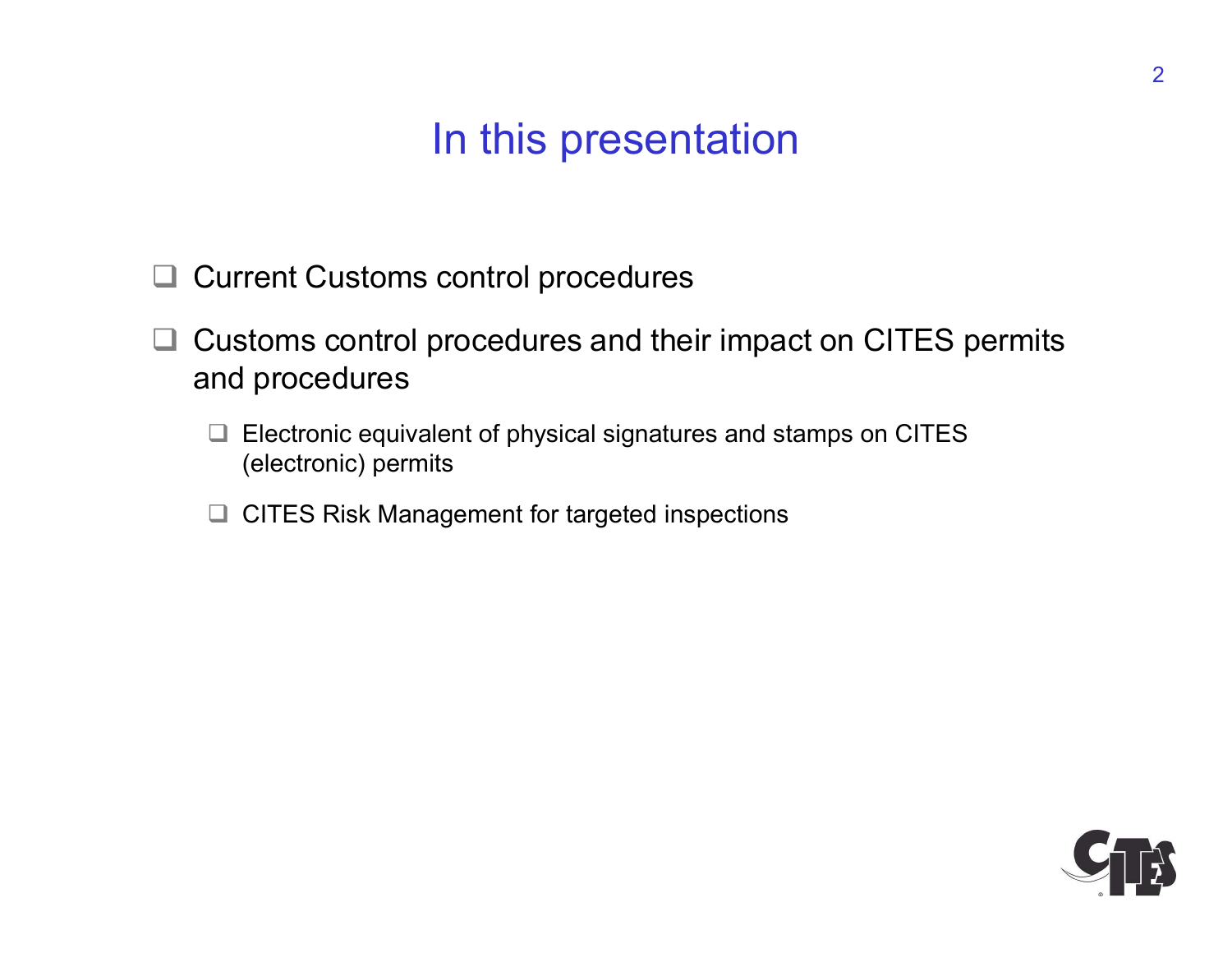# In this presentation

- Current Customs control procedures
- Customs control procedures and their impact on CITES permits and procedures
  - Electronic equivalent of physical signatures and stamps on CITES (electronic) permits
  - CITES Risk Management for targeted inspections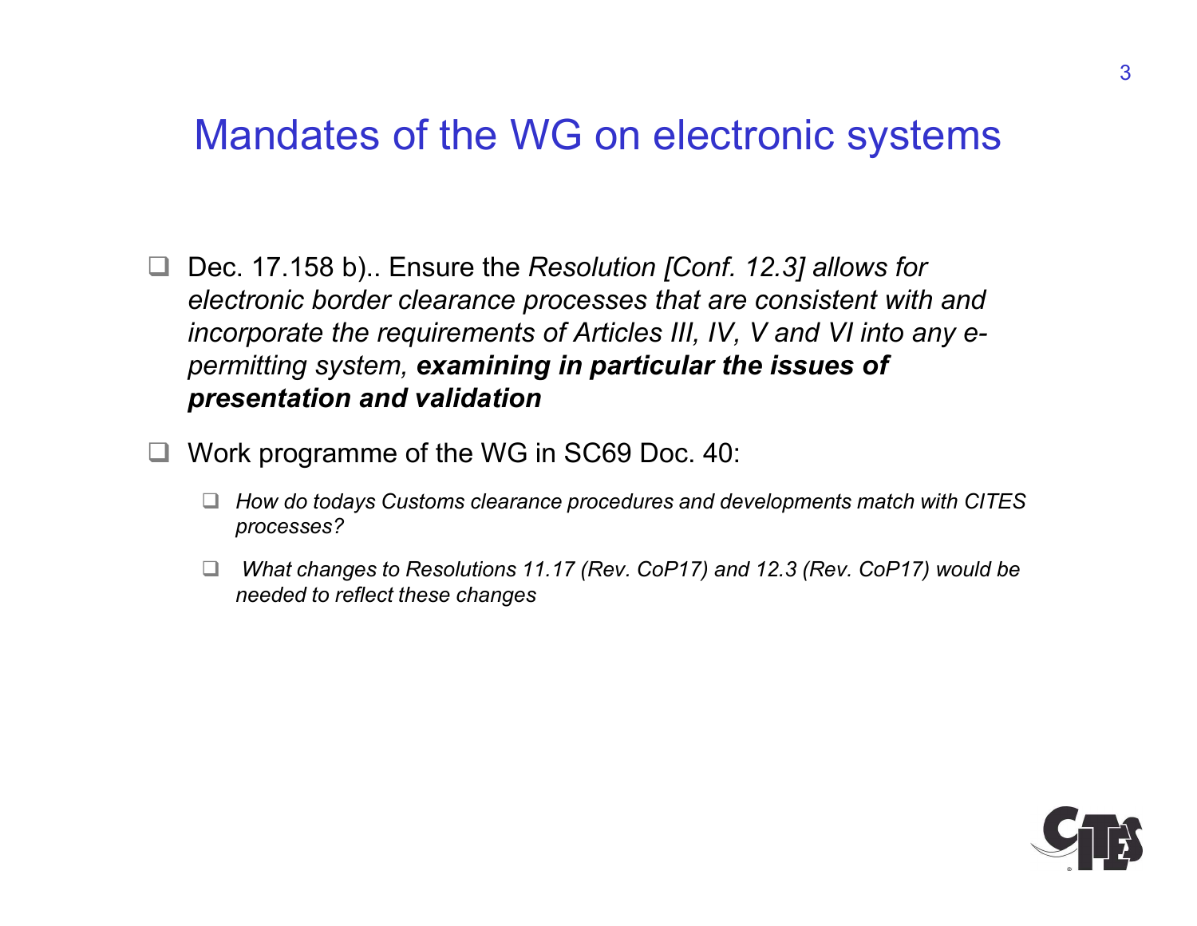# Mandates of the WG on electronic systems

- Dec. 17.158 b).. Ensure the *Resolution [Conf. 12.3] allows for electronic border clearance processes that are consistent with and incorporate the requirements of Articles III, IV, V and VI into any e-permitting system,* ***examining in particular the issues of presentation and validation***
- Work programme of the WG in SC69 Doc. 40:
  - *How do todays Customs clearance procedures and developments match with CITES processes?*
  - *What changes to Resolutions 11.17 (Rev. CoP17) and 12.3 (Rev. CoP17) would be needed to reflect these changes*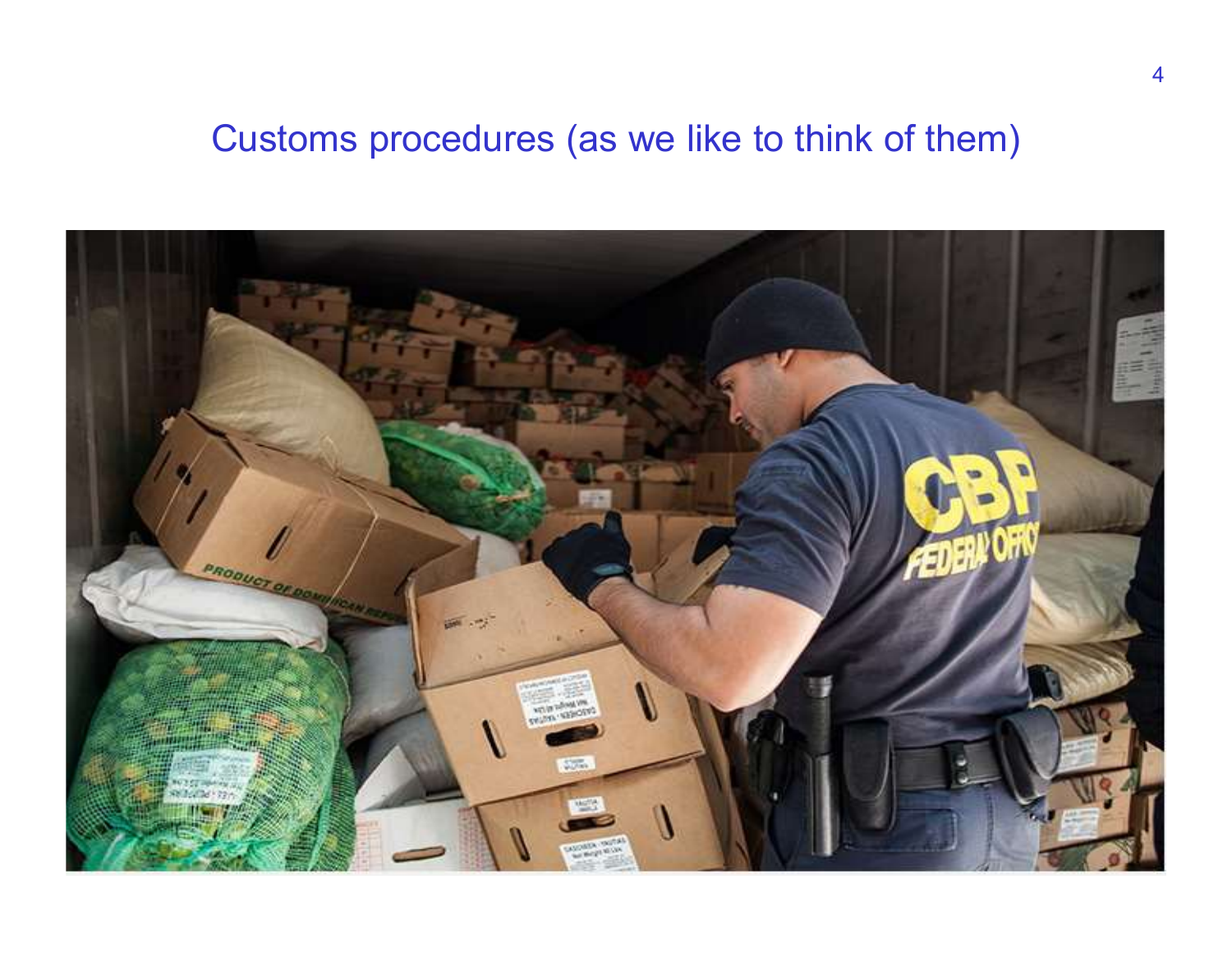# Customs procedures (as we like to think of them)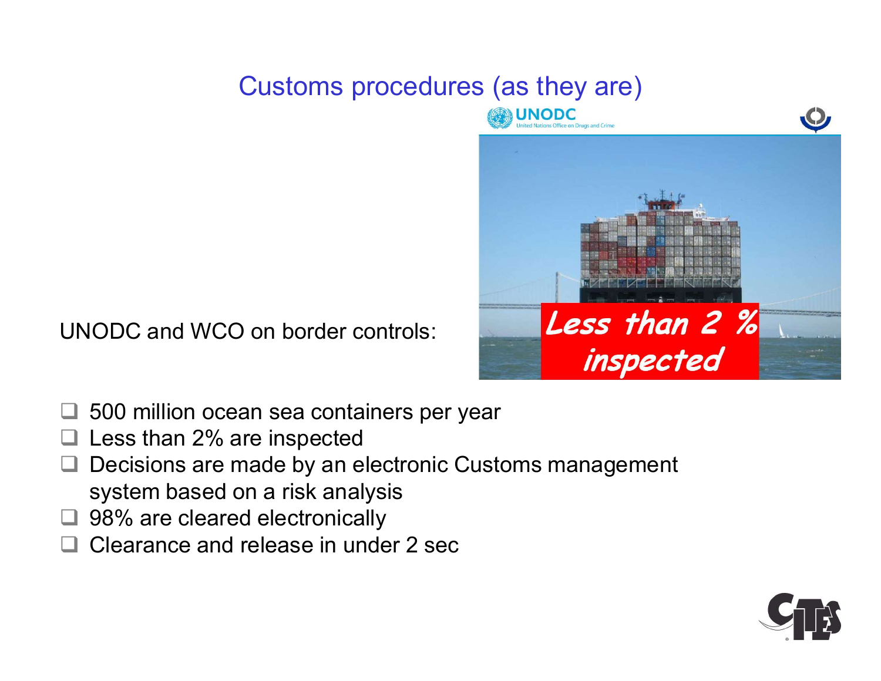# Customs procedures (as they are)

UNODC and WCO on border controls:

Less than 2 % inspected

- 500 million ocean sea containers per year
- Less than 2% are inspected
- Decisions are made by an electronic Customs management system based on a risk analysis
- 98% are cleared electronically
- Clearance and release in under 2 sec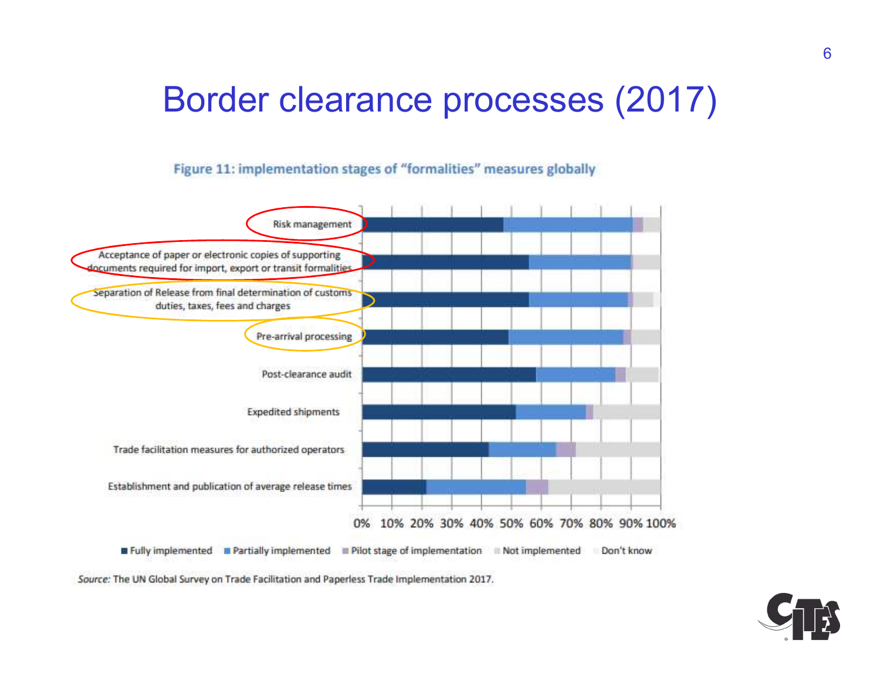# Border clearance processes (2017)

**Figure 11: implementation stages of "formalities" measures globally**

- Risk management
- Acceptance of paper or electronic copies of supporting documents required for import, export or transit formalities
- Separation of Release from final determination of customs duties, taxes, fees and charges
- Pre-arrival processing
- Post-clearance audit
- Expedited shipments
- Trade facilitation measures for authorized operators
- Establishment and publication of average release times

0% 10% 20% 30% 40% 50% 60% 70% 80% 90% 100%

■ Fully implemented ■ Partially implemented ■ Pilot stage of implementation ■ Not implemented ■ Don't know

*Source:* The UN Global Survey on Trade Facilitation and Paperless Trade Implementation 2017.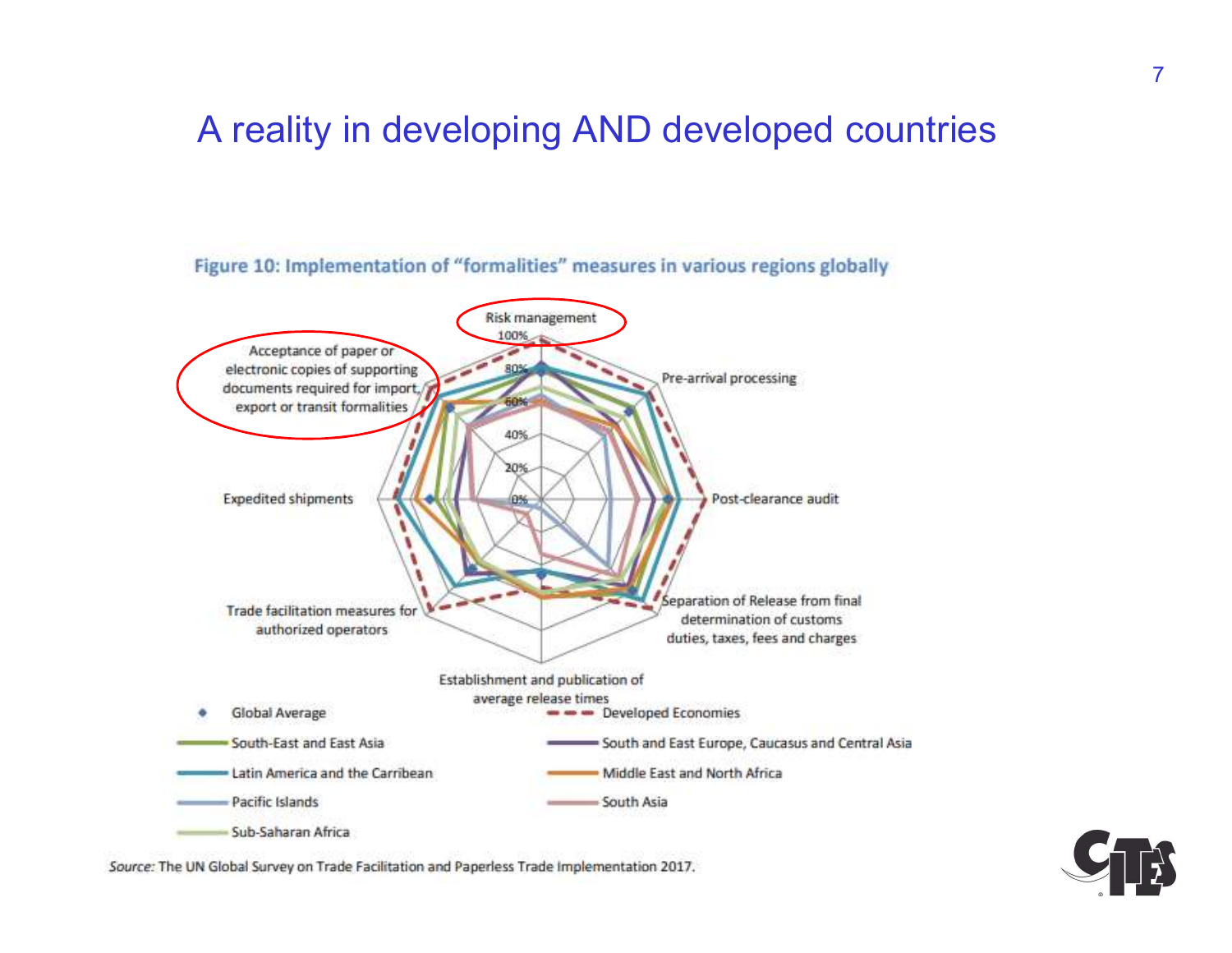# A reality in developing AND developed countries

**Figure 10: Implementation of "formalities" measures in various regions globally**

Risk management

100%

80%

60%

40%

20%

0%

Pre-arrival processing

Post-clearance audit

Separation of Release from final determination of customs duties, taxes, fees and charges

Establishment and publication of average release times

Trade facilitation measures for authorized operators

Expedited shipments

Acceptance of paper or electronic copies of supporting documents required for import, export or transit formalities

- Global Average
- Developed Economies
- South-East and East Asia
- South and East Europe, Caucasus and Central Asia
- Latin America and the Carribean
- Middle East and North Africa
- Pacific Islands
- South Asia
- Sub-Saharan Africa

*Source:* The UN Global Survey on Trade Facilitation and Paperless Trade Implementation 2017.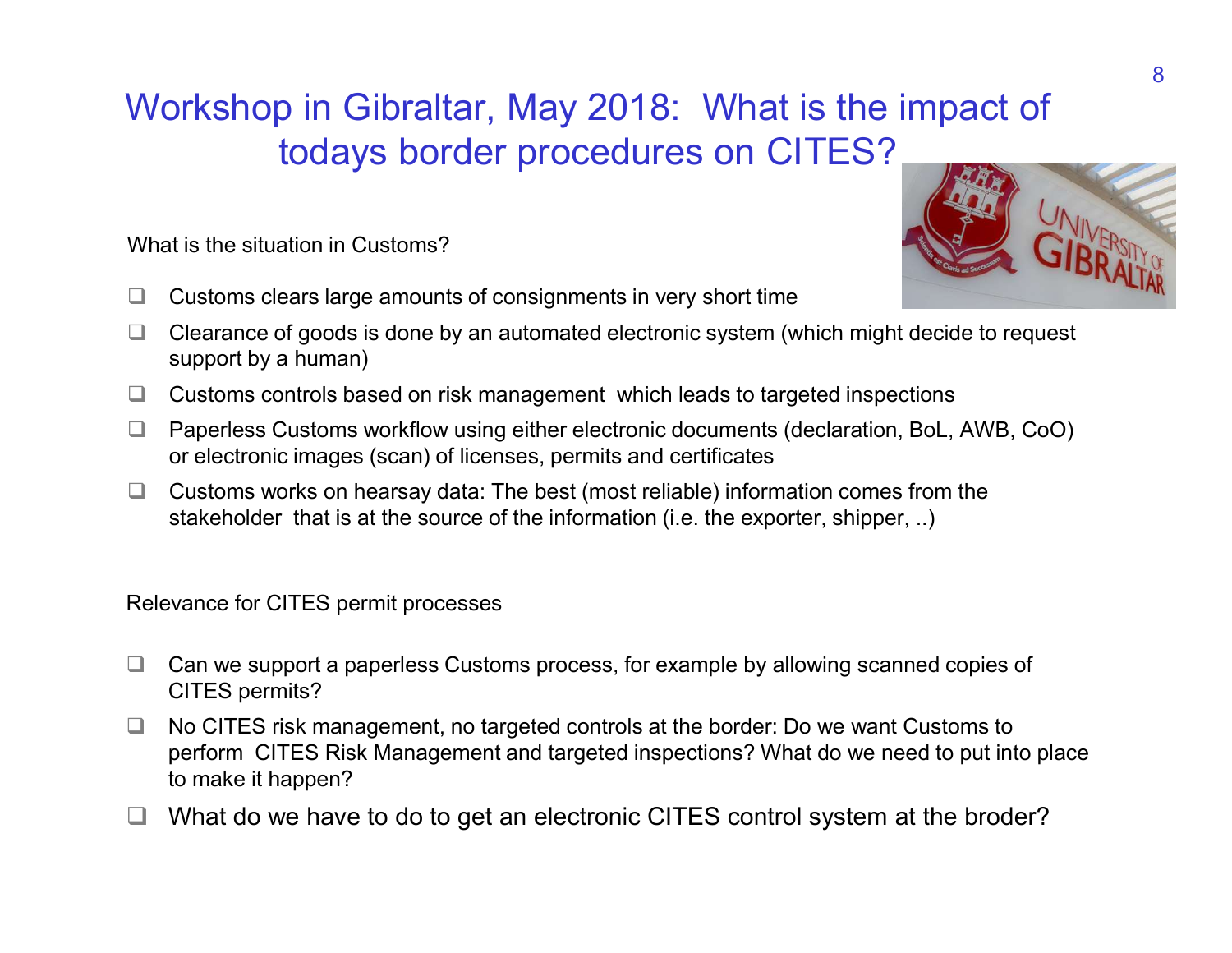# Workshop in Gibraltar, May 2018: What is the impact of todays border procedures on CITES?

What is the situation in Customs?

- Customs clears large amounts of consignments in very short time
- Clearance of goods is done by an automated electronic system (which might decide to request support by a human)
- Customs controls based on risk management which leads to targeted inspections
- Paperless Customs workflow using either electronic documents (declaration, BoL, AWB, CoO) or electronic images (scan) of licenses, permits and certificates
- Customs works on hearsay data: The best (most reliable) information comes from the stakeholder that is at the source of the information (i.e. the exporter, shipper, ..)

Relevance for CITES permit processes

- Can we support a paperless Customs process, for example by allowing scanned copies of CITES permits?
- No CITES risk management, no targeted controls at the border: Do we want Customs to perform CITES Risk Management and targeted inspections? What do we need to put into place to make it happen?
- What do we have to do to get an electronic CITES control system at the broder?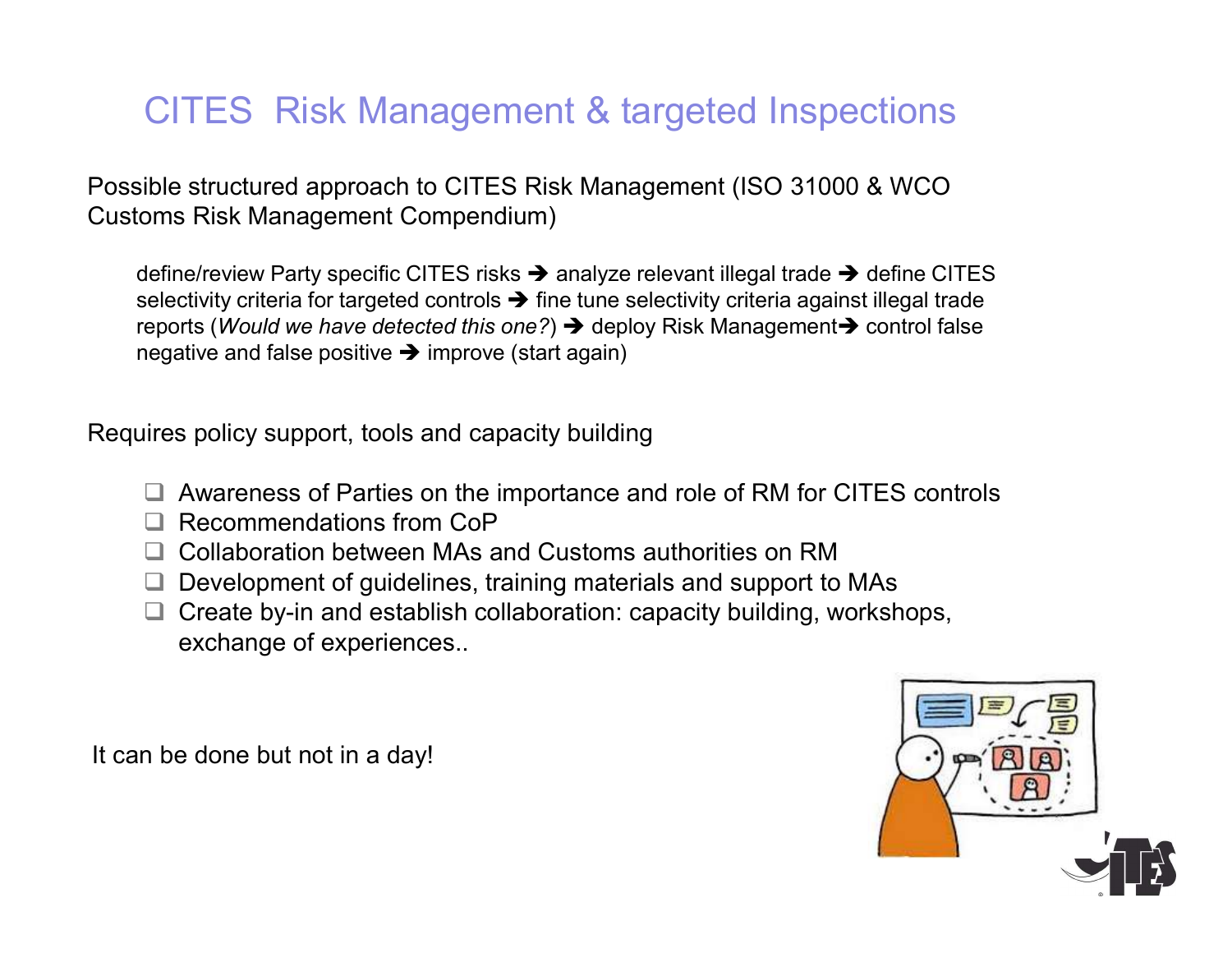# CITES Risk Management & targeted Inspections

Possible structured approach to CITES Risk Management (ISO 31000 & WCO Customs Risk Management Compendium)

> define/review Party specific CITES risks ➔ analyze relevant illegal trade ➔ define CITES selectivity criteria for targeted controls ➔ fine tune selectivity criteria against illegal trade reports (*Would we have detected this one?*) ➔ deploy Risk Management➔ control false negative and false positive ➔ improve (start again)

Requires policy support, tools and capacity building

- ❑ Awareness of Parties on the importance and role of RM for CITES controls
- ❑ Recommendations from CoP
- ❑ Collaboration between MAs and Customs authorities on RM
- ❑ Development of guidelines, training materials and support to MAs
- ❑ Create by-in and establish collaboration: capacity building, workshops, exchange of experiences..

It can be done but not in a day!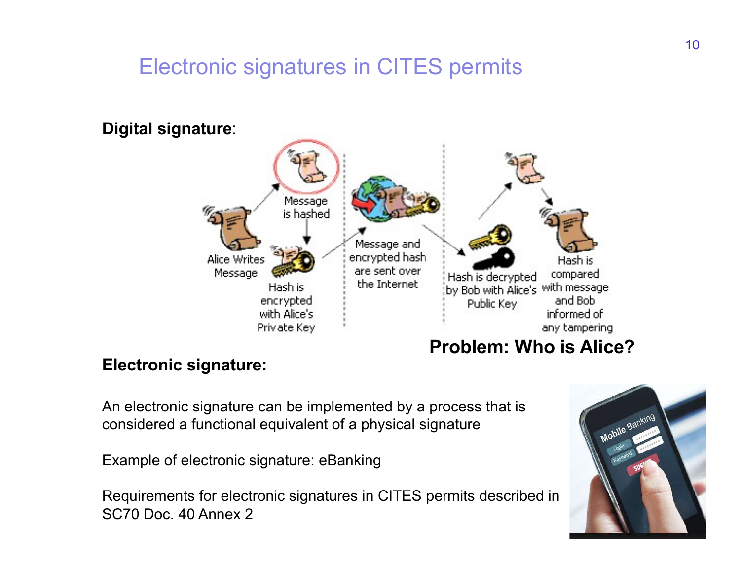# Electronic signatures in CITES permits

**Digital signature**:

Alice Writes Message

Message is hashed

Hash is encrypted with Alice's Private Key

Message and encrypted hash are sent over the Internet

Hash is decrypted by Bob with Alice's Public Key

Hash is compared with message and Bob informed of any tampering

**Problem: Who is Alice?**

**Electronic signature:**

An electronic signature can be implemented by a process that is considered a functional equivalent of a physical signature

Example of electronic signature: eBanking

Requirements for electronic signatures in CITES permits described in SC70 Doc. 40 Annex 2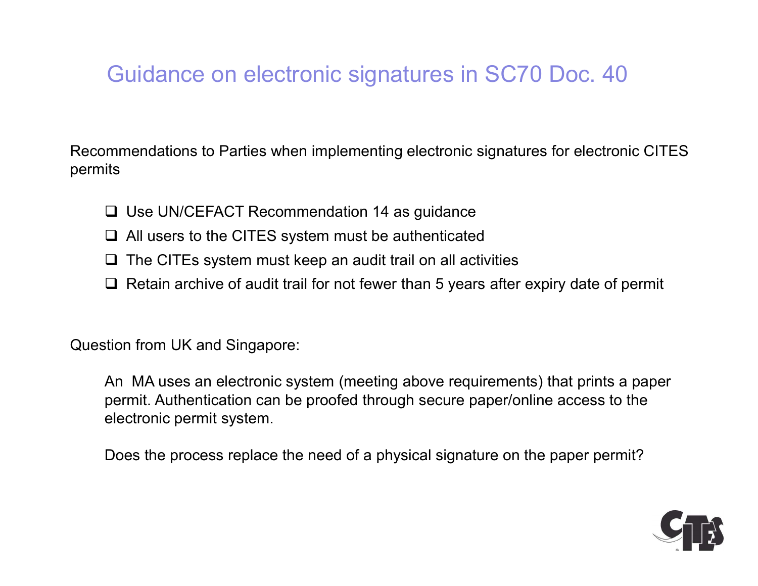# Guidance on electronic signatures in SC70 Doc. 40

Recommendations to Parties when implementing electronic signatures for electronic CITES permits

- Use UN/CEFACT Recommendation 14 as guidance
- All users to the CITES system must be authenticated
- The CITEs system must keep an audit trail on all activities
- Retain archive of audit trail for not fewer than 5 years after expiry date of permit

Question from UK and Singapore:

An MA uses an electronic system (meeting above requirements) that prints a paper permit. Authentication can be proofed through secure paper/online access to the electronic permit system.

Does the process replace the need of a physical signature on the paper permit?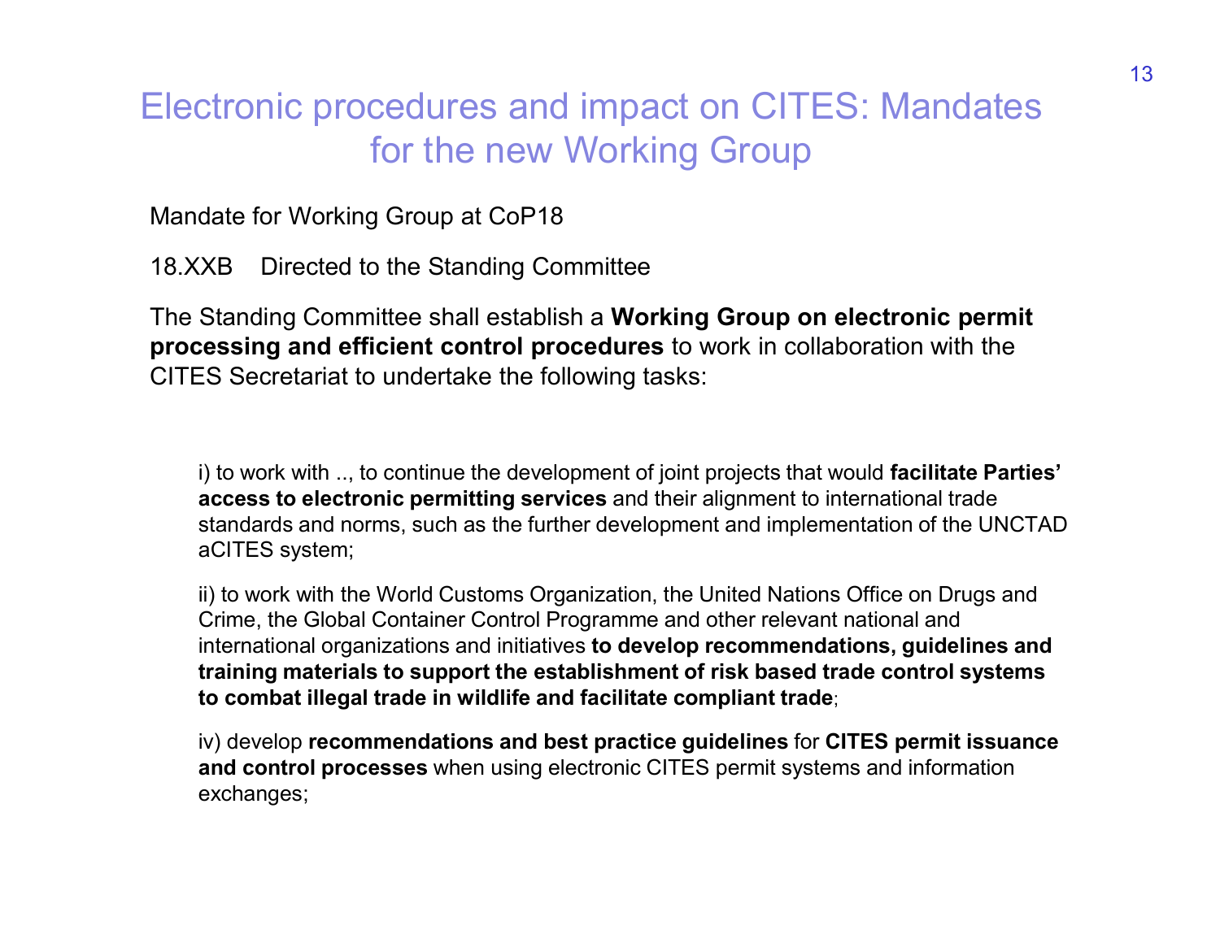# Electronic procedures and impact on CITES: Mandates for the new Working Group

Mandate for Working Group at CoP18

18.XXB Directed to the Standing Committee

The Standing Committee shall establish a **Working Group on electronic permit processing and efficient control procedures** to work in collaboration with the CITES Secretariat to undertake the following tasks:

i) to work with .., to continue the development of joint projects that would **facilitate Parties' access to electronic permitting services** and their alignment to international trade standards and norms, such as the further development and implementation of the UNCTAD aCITES system;

ii) to work with the World Customs Organization, the United Nations Office on Drugs and Crime, the Global Container Control Programme and other relevant national and international organizations and initiatives **to develop recommendations, guidelines and training materials to support the establishment of risk based trade control systems to combat illegal trade in wildlife and facilitate compliant trade**;

iv) develop **recommendations and best practice guidelines** for **CITES permit issuance and control processes** when using electronic CITES permit systems and information exchanges;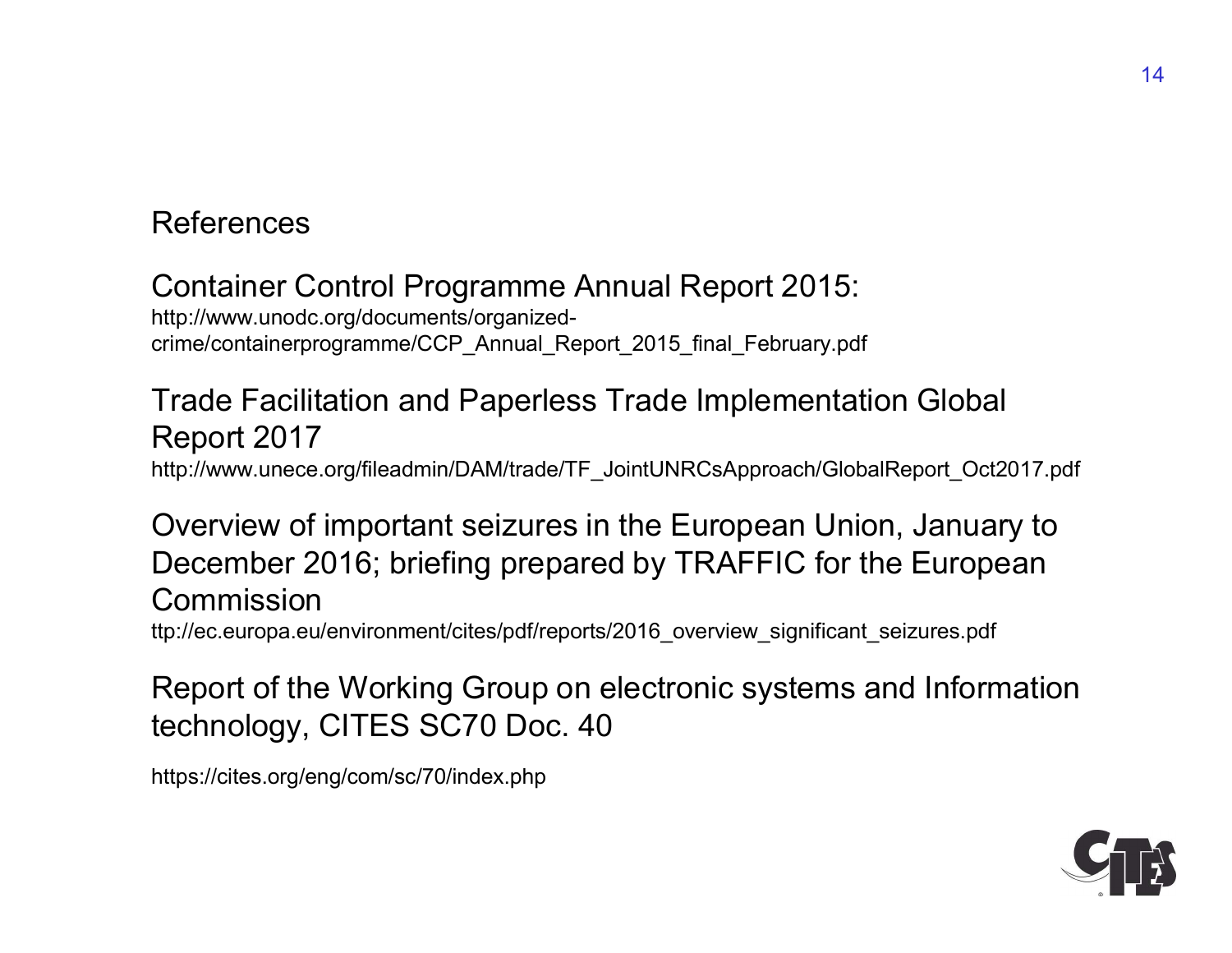## References

Container Control Programme Annual Report 2015:
http://www.unodc.org/documents/organized-crime/containerprogramme/CCP_Annual_Report_2015_final_February.pdf

Trade Facilitation and Paperless Trade Implementation Global Report 2017
http://www.unece.org/fileadmin/DAM/trade/TF_JointUNRCsApproach/GlobalReport_Oct2017.pdf

Overview of important seizures in the European Union, January to December 2016; briefing prepared by TRAFFIC for the European Commission
ttp://ec.europa.eu/environment/cites/pdf/reports/2016_overview_significant_seizures.pdf

Report of the Working Group on electronic systems and Information technology, CITES SC70 Doc. 40

https://cites.org/eng/com/sc/70/index.php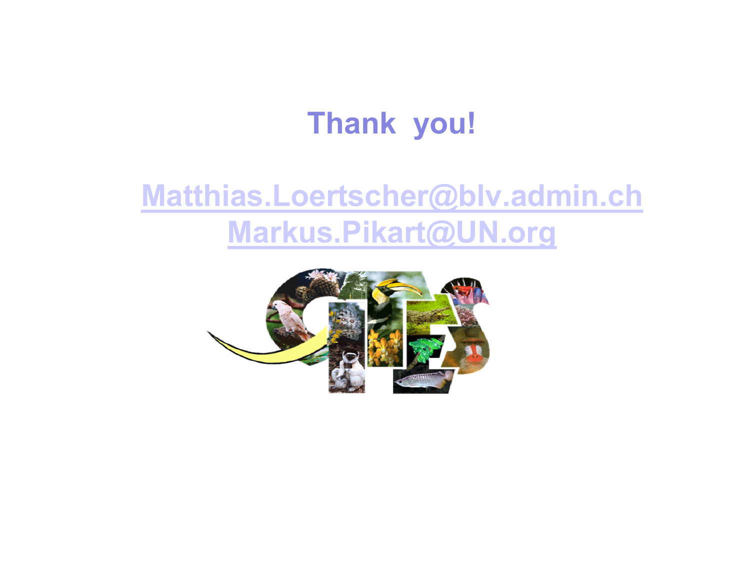**Thank you!**

Matthias.Loertscher@blv.admin.ch

Markus.Pikart@UN.org